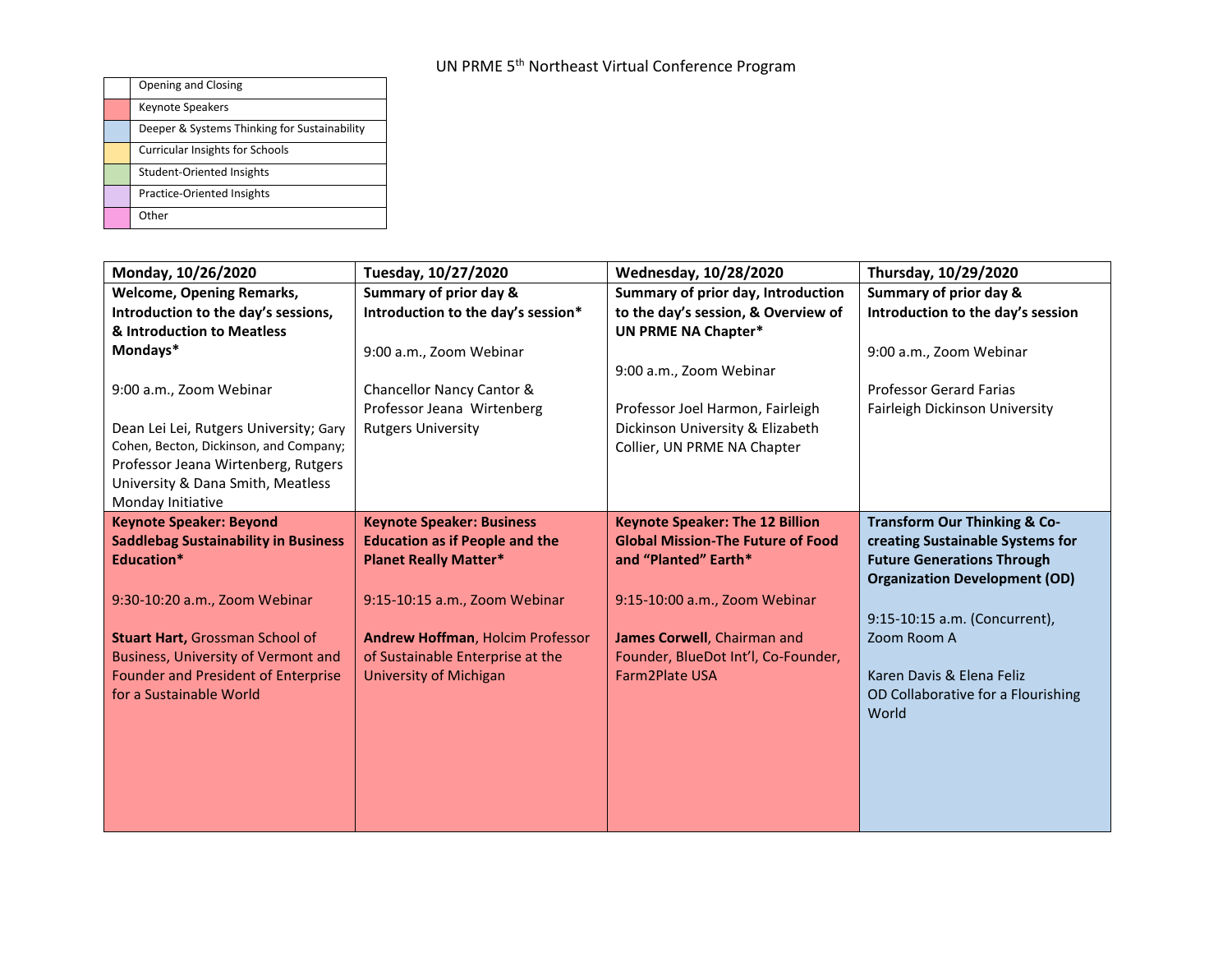# UN PRME 5th Northeast Virtual Conference Program

| | |
|---|---|
| | Opening and Closing |
| | Keynote Speakers |
| | Deeper & Systems Thinking for Sustainability |
| | Curricular Insights for Schools |
| | Student-Oriented Insights |
| | Practice-Oriented Insights |
| | Other |

| Monday, 10/26/2020 | Tuesday, 10/27/2020 | Wednesday, 10/28/2020 | Thursday, 10/29/2020 |
|---|---|---|---|
| **Welcome, Opening Remarks, Introduction to the day's sessions, & Introduction to Meatless Mondays*** <br><br> 9:00 a.m., Zoom Webinar <br><br> Dean Lei Lei, Rutgers University; Gary Cohen, Becton, Dickinson, and Company; Professor Jeana Wirtenberg, Rutgers University & Dana Smith, Meatless Monday Initiative | **Summary of prior day & Introduction to the day's session*** <br><br> 9:00 a.m., Zoom Webinar <br><br> Chancellor Nancy Cantor & Professor Jeana Wirtenberg Rutgers University | **Summary of prior day, Introduction to the day's session, & Overview of UN PRME NA Chapter*** <br><br> 9:00 a.m., Zoom Webinar <br><br> Professor Joel Harmon, Fairleigh Dickinson University & Elizabeth Collier, UN PRME NA Chapter | **Summary of prior day & Introduction to the day's session** <br><br> 9:00 a.m., Zoom Webinar <br><br> Professor Gerard Farias Fairleigh Dickinson University |
| **Keynote Speaker: Beyond Saddlebag Sustainability in Business Education*** <br><br> 9:30-10:20 a.m., Zoom Webinar <br><br> **Stuart Hart,** Grossman School of Business, University of Vermont and Founder and President of Enterprise for a Sustainable World | **Keynote Speaker: Business Education as if People and the Planet Really Matter*** <br><br> 9:15-10:15 a.m., Zoom Webinar <br><br> **Andrew Hoffman**, Holcim Professor of Sustainable Enterprise at the University of Michigan | **Keynote Speaker: The 12 Billion Global Mission-The Future of Food and "Planted" Earth*** <br><br> 9:15-10:00 a.m., Zoom Webinar <br><br> **James Corwell**, Chairman and Founder, BlueDot Int'l, Co-Founder, Farm2Plate USA | **Transform Our Thinking & Co-creating Sustainable Systems for Future Generations Through Organization Development (OD)** <br><br> 9:15-10:15 a.m. (Concurrent), Zoom Room A <br><br> Karen Davis & Elena Feliz OD Collaborative for a Flourishing World |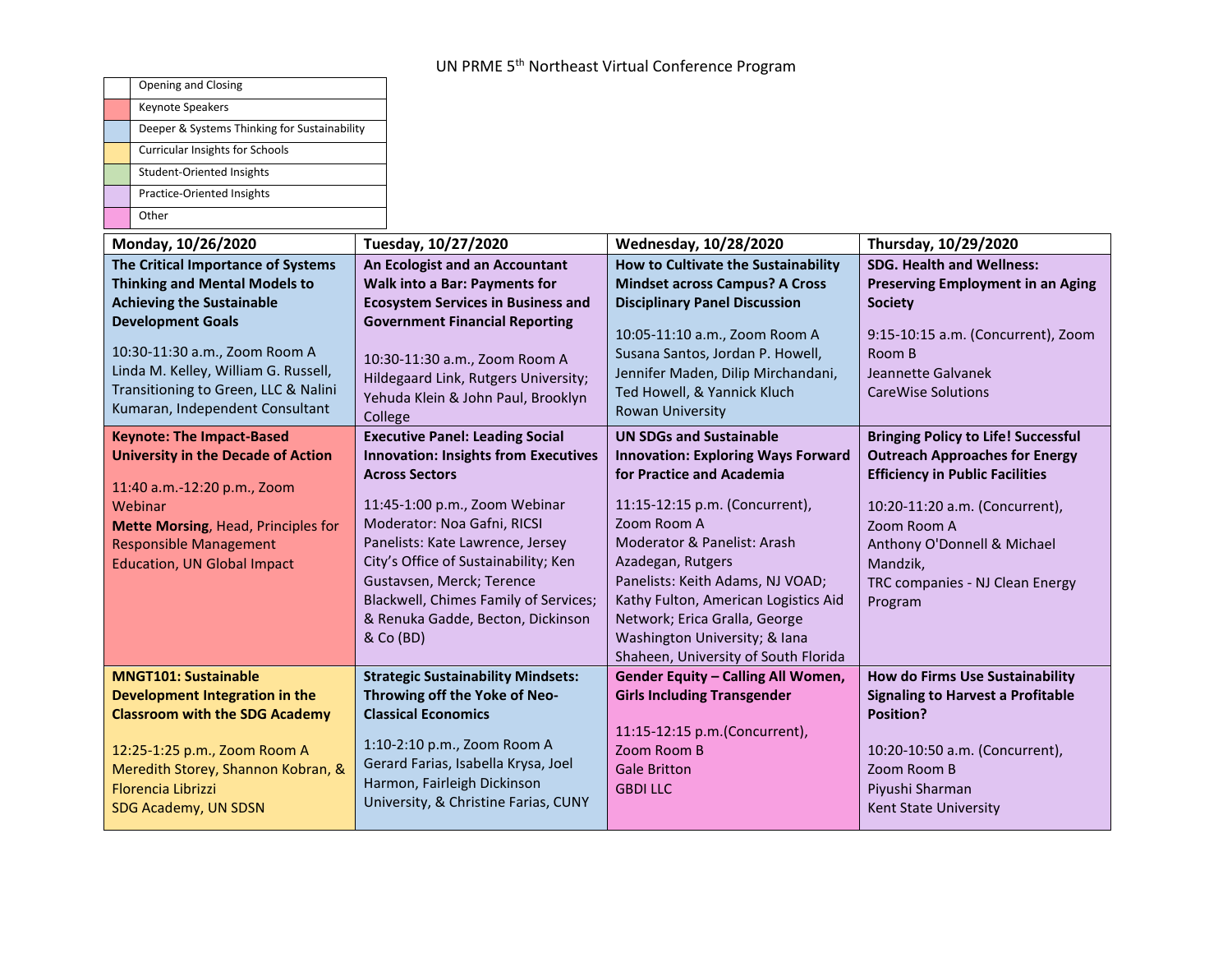UN PRME 5th Northeast Virtual Conference Program

| | |
|---|---|
| | Opening and Closing |
| | Keynote Speakers |
| | Deeper & Systems Thinking for Sustainability |
| | Curricular Insights for Schools |
| | Student-Oriented Insights |
| | Practice-Oriented Insights |
| | Other |

| Monday, 10/26/2020 | Tuesday, 10/27/2020 | Wednesday, 10/28/2020 | Thursday, 10/29/2020 |
|---|---|---|---|
| **The Critical Importance of Systems Thinking and Mental Models to Achieving the Sustainable Development Goals**<br><br>10:30-11:30 a.m., Zoom Room A<br>Linda M. Kelley, William G. Russell, Transitioning to Green, LLC & Nalini Kumaran, Independent Consultant | **An Ecologist and an Accountant Walk into a Bar: Payments for Ecosystem Services in Business and Government Financial Reporting**<br><br>10:30-11:30 a.m., Zoom Room A<br>Hildegaard Link, Rutgers University; Yehuda Klein & John Paul, Brooklyn College | **How to Cultivate the Sustainability Mindset across Campus? A Cross Disciplinary Panel Discussion**<br><br>10:05-11:10 a.m., Zoom Room A<br>Susana Santos, Jordan P. Howell, Jennifer Maden, Dilip Mirchandani, Ted Howell, & Yannick Kluch<br>Rowan University | **SDG. Health and Wellness: Preserving Employment in an Aging Society**<br><br>9:15-10:15 a.m. (Concurrent), Zoom Room B<br>Jeannette Galvanek<br>CareWise Solutions |
| **Keynote: The Impact-Based University in the Decade of Action**<br><br>11:40 a.m.-12:20 p.m., Zoom Webinar<br>**Mette Morsing**, Head, Principles for Responsible Management Education, UN Global Impact | **Executive Panel: Leading Social Innovation: Insights from Executives Across Sectors**<br><br>11:45-1:00 p.m., Zoom Webinar<br>Moderator: Noa Gafni, RICSI<br>Panelists: Kate Lawrence, Jersey City's Office of Sustainability; Ken Gustavsen, Merck; Terence Blackwell, Chimes Family of Services; & Renuka Gadde, Becton, Dickinson & Co (BD) | **UN SDGs and Sustainable Innovation: Exploring Ways Forward for Practice and Academia**<br><br>11:15-12:15 p.m. (Concurrent), Zoom Room A<br>Moderator & Panelist: Arash Azadegan, Rutgers<br>Panelists: Keith Adams, NJ VOAD; Kathy Fulton, American Logistics Aid Network; Erica Gralla, George Washington University; & Iana Shaheen, University of South Florida | **Bringing Policy to Life! Successful Outreach Approaches for Energy Efficiency in Public Facilities**<br><br>10:20-11:20 a.m. (Concurrent), Zoom Room A<br>Anthony O'Donnell & Michael Mandzik,<br>TRC companies - NJ Clean Energy Program |
| **MNGT101: Sustainable Development Integration in the Classroom with the SDG Academy**<br><br>12:25-1:25 p.m., Zoom Room A<br>Meredith Storey, Shannon Kobran, & Florencia Librizzi<br>SDG Academy, UN SDSN | **Strategic Sustainability Mindsets: Throwing off the Yoke of Neo-Classical Economics**<br><br>1:10-2:10 p.m., Zoom Room A<br>Gerard Farias, Isabella Krysa, Joel Harmon, Fairleigh Dickinson University, & Christine Farias, CUNY | **Gender Equity – Calling All Women, Girls Including Transgender**<br><br>11:15-12:15 p.m.(Concurrent), Zoom Room B<br>Gale Britton<br>GBDI LLC | **How do Firms Use Sustainability Signaling to Harvest a Profitable Position?**<br><br>10:20-10:50 a.m. (Concurrent), Zoom Room B<br>Piyushi Sharman<br>Kent State University |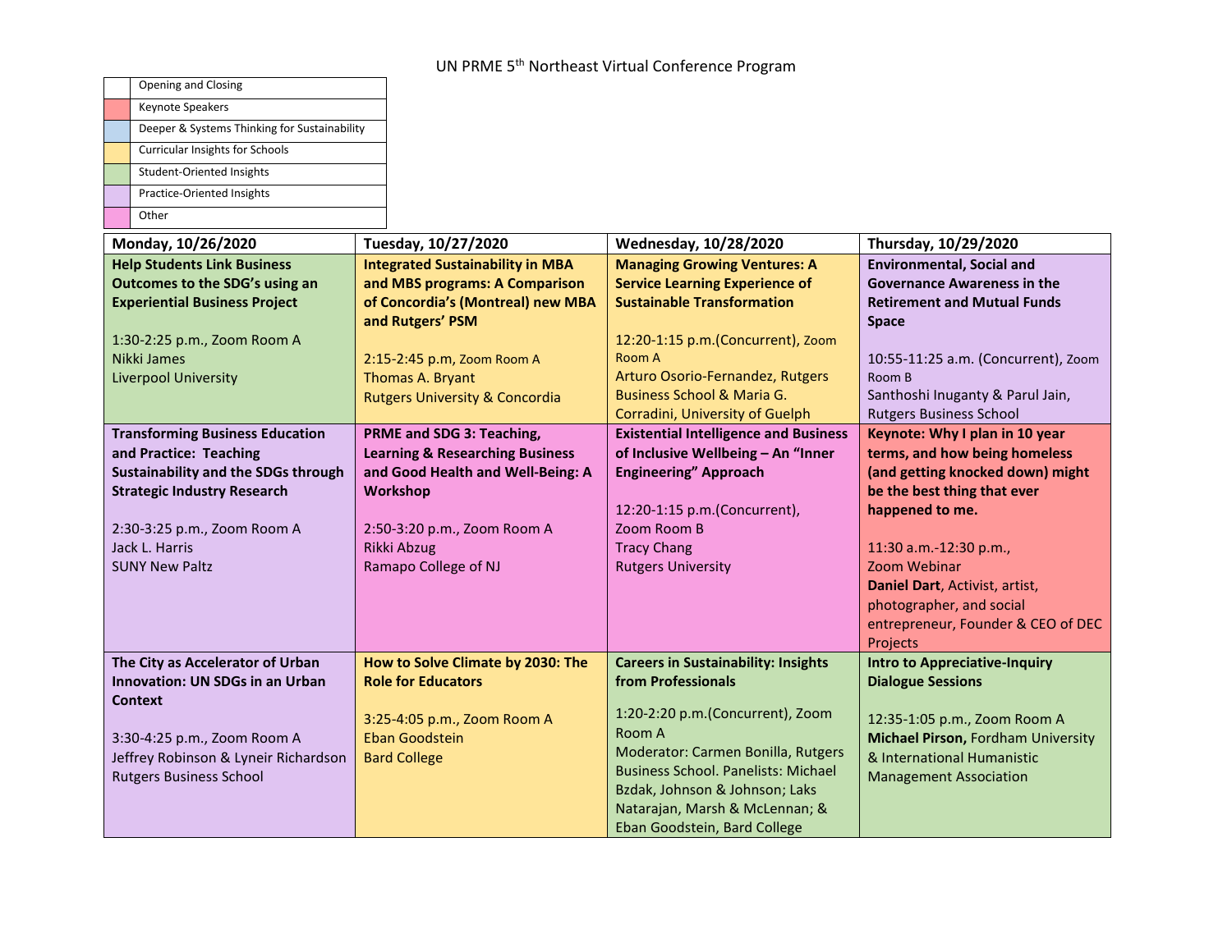UN PRME 5th Northeast Virtual Conference Program

| | |
|---|---|
| | Opening and Closing |
| | Keynote Speakers |
| | Deeper & Systems Thinking for Sustainability |
| | Curricular Insights for Schools |
| | Student-Oriented Insights |
| | Practice-Oriented Insights |
| | Other |

| Monday, 10/26/2020 | Tuesday, 10/27/2020 | Wednesday, 10/28/2020 | Thursday, 10/29/2020 |
|---|---|---|---|
| **Help Students Link Business Outcomes to the SDG's using an Experiential Business Project**<br><br>1:30-2:25 p.m., Zoom Room A<br>Nikki James<br>Liverpool University | **Integrated Sustainability in MBA and MBS programs: A Comparison of Concordia's (Montreal) new MBA and Rutgers' PSM**<br><br>2:15-2:45 p.m, Zoom Room A<br>Thomas A. Bryant<br>Rutgers University & Concordia | **Managing Growing Ventures: A Service Learning Experience of Sustainable Transformation**<br><br>12:20-1:15 p.m.(Concurrent), Zoom Room A<br>Arturo Osorio-Fernandez, Rutgers Business School & Maria G. Corradini, University of Guelph | **Environmental, Social and Governance Awareness in the Retirement and Mutual Funds Space**<br><br>10:55-11:25 a.m. (Concurrent), Zoom Room B<br>Santhoshi Inuganty & Parul Jain, Rutgers Business School |
| **Transforming Business Education and Practice: Teaching Sustainability and the SDGs through Strategic Industry Research**<br><br>2:30-3:25 p.m., Zoom Room A<br>Jack L. Harris<br>SUNY New Paltz | **PRME and SDG 3: Teaching, Learning & Researching Business and Good Health and Well-Being: A Workshop**<br><br>2:50-3:20 p.m., Zoom Room A<br>Rikki Abzug<br>Ramapo College of NJ | **Existential Intelligence and Business of Inclusive Wellbeing – An "Inner Engineering" Approach**<br><br>12:20-1:15 p.m.(Concurrent), Zoom Room B<br>Tracy Chang<br>Rutgers University | **Keynote: Why I plan in 10 year terms, and how being homeless (and getting knocked down) might be the best thing that ever happened to me.**<br><br>11:30 a.m.-12:30 p.m.,<br>Zoom Webinar<br>**Daniel Dart**, Activist, artist, photographer, and social entrepreneur, Founder & CEO of DEC Projects |
| **The City as Accelerator of Urban Innovation: UN SDGs in an Urban Context**<br><br>3:30-4:25 p.m., Zoom Room A<br>Jeffrey Robinson & Lyneir Richardson<br>Rutgers Business School | **How to Solve Climate by 2030: The Role for Educators**<br><br>3:25-4:05 p.m., Zoom Room A<br>Eban Goodstein<br>Bard College | **Careers in Sustainability: Insights from Professionals**<br><br>1:20-2:20 p.m.(Concurrent), Zoom Room A<br>Moderator: Carmen Bonilla, Rutgers Business School. Panelists: Michael Bzdak, Johnson & Johnson; Laks Natarajan, Marsh & McLennan; & Eban Goodstein, Bard College | **Intro to Appreciative-Inquiry Dialogue Sessions**<br><br>12:35-1:05 p.m., Zoom Room A<br>**Michael Pirson,** Fordham University & International Humanistic Management Association |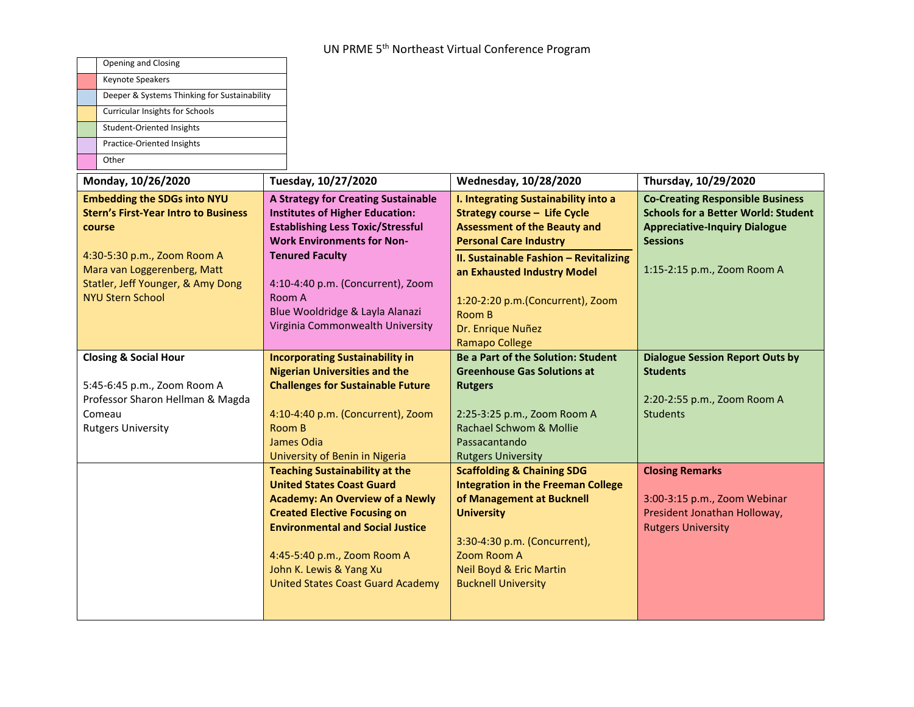UN PRME 5th Northeast Virtual Conference Program

| Legend |
|---|
| Opening and Closing |
| Keynote Speakers |
| Deeper & Systems Thinking for Sustainability |
| Curricular Insights for Schools |
| Student-Oriented Insights |
| Practice-Oriented Insights |
| Other |

| Monday, 10/26/2020 | Tuesday, 10/27/2020 | Wednesday, 10/28/2020 | Thursday, 10/29/2020 |
|---|---|---|---|
| **Embedding the SDGs into NYU Stern's First-Year Intro to Business course**<br><br>4:30-5:30 p.m., Zoom Room A<br>Mara van Loggerenberg, Matt Statler, Jeff Younger, & Amy Dong<br>NYU Stern School | **A Strategy for Creating Sustainable Institutes of Higher Education: Establishing Less Toxic/Stressful Work Environments for Non-Tenured Faculty**<br><br>4:10-4:40 p.m. (Concurrent), Zoom Room A<br>Blue Wooldridge & Layla Alanazi<br>Virginia Commonwealth University | **I. Integrating Sustainability into a Strategy course – Life Cycle Assessment of the Beauty and Personal Care Industry**<br>**II. Sustainable Fashion – Revitalizing an Exhausted Industry Model**<br><br>1:20-2:20 p.m.(Concurrent), Zoom Room B<br>Dr. Enrique Nuñez<br>Ramapo College | **Co-Creating Responsible Business Schools for a Better World: Student Appreciative-Inquiry Dialogue Sessions**<br><br>1:15-2:15 p.m., Zoom Room A |
| **Closing & Social Hour**<br><br>5:45-6:45 p.m., Zoom Room A<br>Professor Sharon Hellman & Magda Comeau<br>Rutgers University | **Incorporating Sustainability in Nigerian Universities and the Challenges for Sustainable Future**<br><br>4:10-4:40 p.m. (Concurrent), Zoom Room B<br>James Odia<br>University of Benin in Nigeria | **Be a Part of the Solution: Student Greenhouse Gas Solutions at Rutgers**<br><br>2:25-3:25 p.m., Zoom Room A<br>Rachael Schwom & Mollie Passacantando<br>Rutgers University | **Dialogue Session Report Outs by Students**<br><br>2:20-2:55 p.m., Zoom Room A<br>Students |
| | **Teaching Sustainability at the United States Coast Guard Academy: An Overview of a Newly Created Elective Focusing on Environmental and Social Justice**<br><br>4:45-5:40 p.m., Zoom Room A<br>John K. Lewis & Yang Xu<br>United States Coast Guard Academy | **Scaffolding & Chaining SDG Integration in the Freeman College of Management at Bucknell University**<br><br>3:30-4:30 p.m. (Concurrent), Zoom Room A<br>Neil Boyd & Eric Martin<br>Bucknell University | **Closing Remarks**<br><br>3:00-3:15 p.m., Zoom Webinar<br>President Jonathan Holloway, Rutgers University |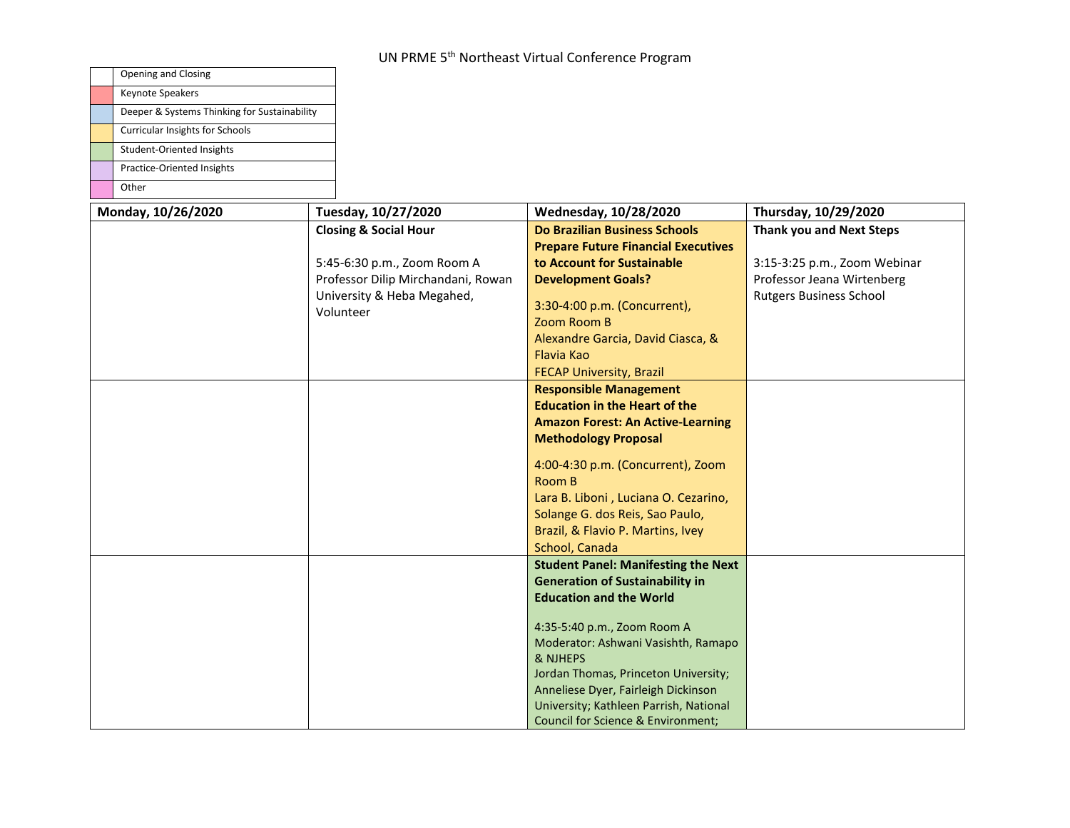UN PRME 5th Northeast Virtual Conference Program

| | |
|---|---|
| | Opening and Closing |
| | Keynote Speakers |
| | Deeper & Systems Thinking for Sustainability |
| | Curricular Insights for Schools |
| | Student-Oriented Insights |
| | Practice-Oriented Insights |
| | Other |

| Monday, 10/26/2020 | Tuesday, 10/27/2020 | Wednesday, 10/28/2020 | Thursday, 10/29/2020 |
|---|---|---|---|
| | **Closing & Social Hour**<br><br>5:45-6:30 p.m., Zoom Room A<br>Professor Dilip Mirchandani, Rowan University & Heba Megahed, Volunteer | **Do Brazilian Business Schools Prepare Future Financial Executives to Account for Sustainable Development Goals?**<br><br>3:30-4:00 p.m. (Concurrent), Zoom Room B<br>Alexandre Garcia, David Ciasca, & Flavia Kao<br>FECAP University, Brazil | **Thank you and Next Steps**<br><br>3:15-3:25 p.m., Zoom Webinar<br>Professor Jeana Wirtenberg<br>Rutgers Business School |
| | | **Responsible Management Education in the Heart of the Amazon Forest: An Active-Learning Methodology Proposal**<br><br>4:00-4:30 p.m. (Concurrent), Zoom Room B<br>Lara B. Liboni , Luciana O. Cezarino, Solange G. dos Reis, Sao Paulo, Brazil, & Flavio P. Martins, Ivey School, Canada | |
| | | **Student Panel: Manifesting the Next Generation of Sustainability in Education and the World**<br><br>4:35-5:40 p.m., Zoom Room A<br>Moderator: Ashwani Vasishth, Ramapo & NJHEPS<br>Jordan Thomas, Princeton University; Anneliese Dyer, Fairleigh Dickinson University; Kathleen Parrish, National Council for Science & Environment; | |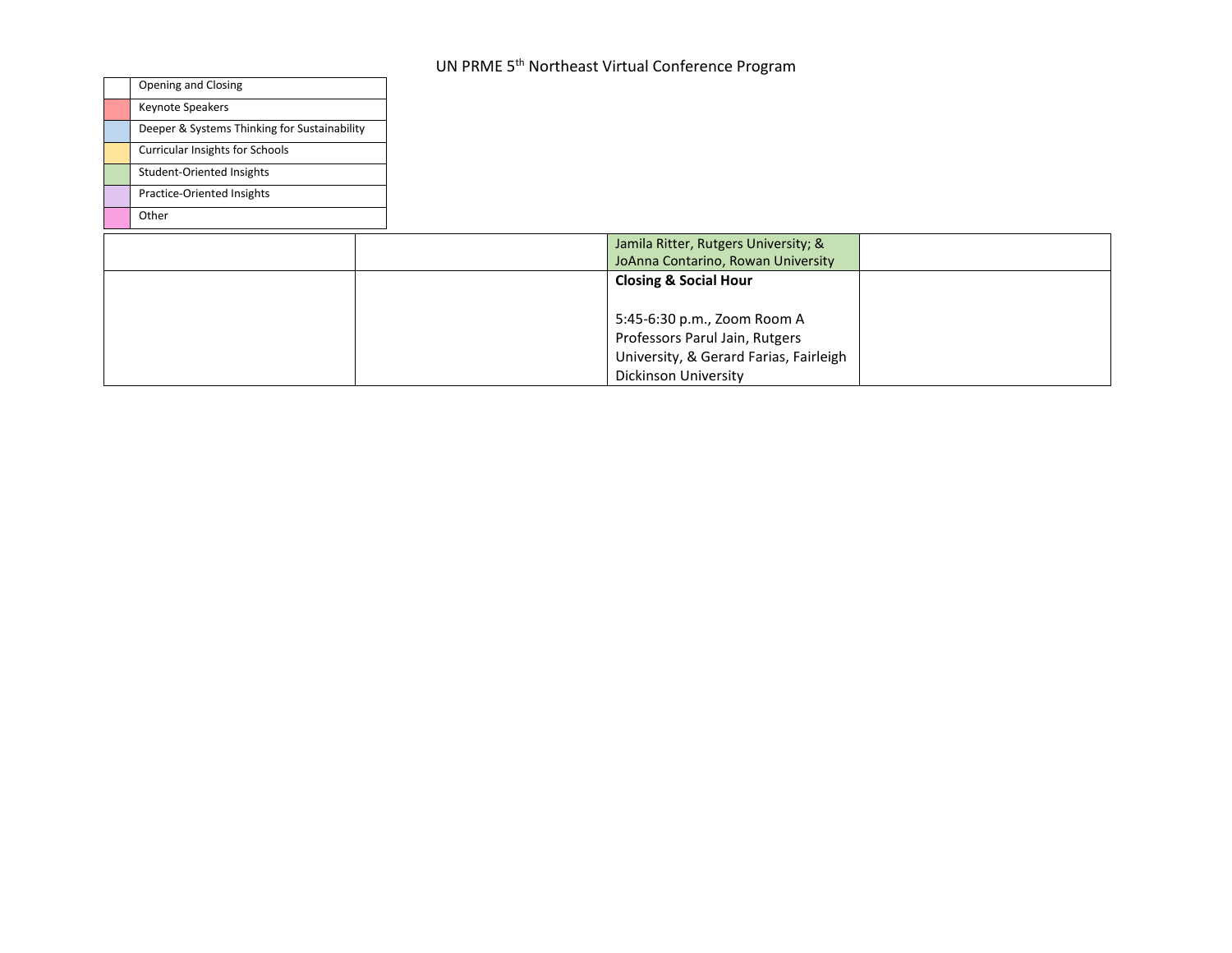UN PRME 5th Northeast Virtual Conference Program

| | |
|---|---|
| | Opening and Closing |
| | Keynote Speakers |
| | Deeper & Systems Thinking for Sustainability |
| | Curricular Insights for Schools |
| | Student-Oriented Insights |
| | Practice-Oriented Insights |
| | Other |

| | | | |
|---|---|---|---|
| | | Jamila Ritter, Rutgers University; & JoAnna Contarino, Rowan University | |
| | | **Closing & Social Hour**<br><br>5:45-6:30 p.m., Zoom Room A<br>Professors Parul Jain, Rutgers University, & Gerard Farias, Fairleigh Dickinson University | |